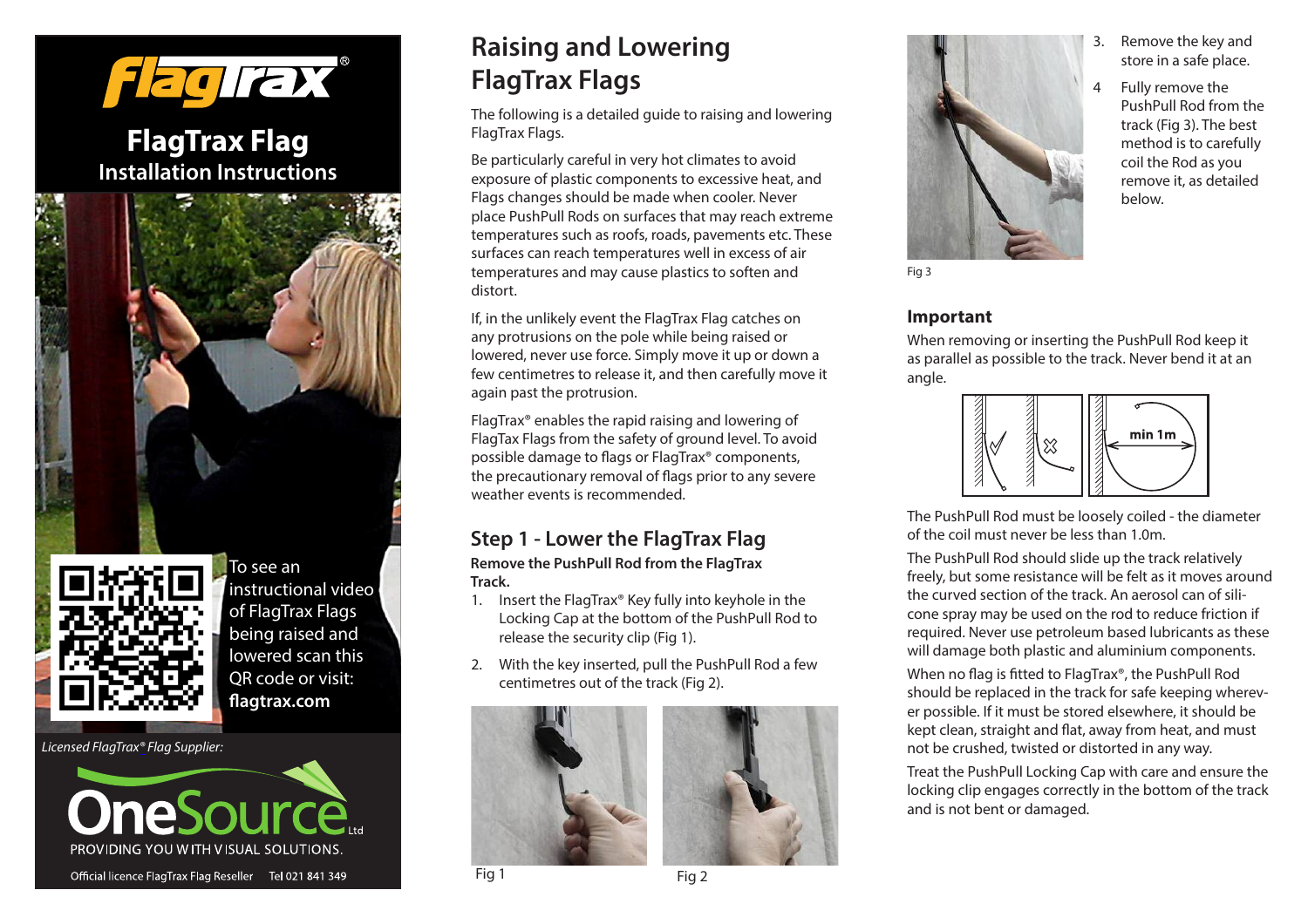# FlagTrax

## FlagTrax Flag
### Installation Instructions

To see an instructional video of FlagTrax Flags being raised and lowered scan this QR code or visit: **flagtrax.com**

*Licensed FlagTrax® Flag Supplier:*

OneSource Ltd
PROVIDING YOU WITH VISUAL SOLUTIONS.

Official licence FlagTrax Flag Reseller    Tel 021 841 349

## Raising and Lowering FlagTrax Flags

The following is a detailed guide to raising and lowering FlagTrax Flags.

Be particularly careful in very hot climates to avoid exposure of plastic components to excessive heat, and Flags changes should be made when cooler. Never place PushPull Rods on surfaces that may reach extreme temperatures such as roofs, roads, pavements etc. These surfaces can reach temperatures well in excess of air temperatures and may cause plastics to soften and distort.

If, in the unlikely event the FlagTrax Flag catches on any protrusions on the pole while being raised or lowered, never use force. Simply move it up or down a few centimetres to release it, and then carefully move it again past the protrusion.

FlagTrax® enables the rapid raising and lowering of FlagTax Flags from the safety of ground level. To avoid possible damage to flags or FlagTrax® components, the precautionary removal of flags prior to any severe weather events is recommended.

## Step 1 - Lower the FlagTrax Flag

**Remove the PushPull Rod from the FlagTrax Track.**

1. Insert the FlagTrax® Key fully into keyhole in the Locking Cap at the bottom of the PushPull Rod to release the security clip (Fig 1).
2. With the key inserted, pull the PushPull Rod a few centimetres out of the track (Fig 2).

Fig 1

Fig 2

Fig 3

3. Remove the key and store in a safe place.
4. Fully remove the PushPull Rod from the track (Fig 3). The best method is to carefully coil the Rod as you remove it, as detailed below.

### Important

When removing or inserting the PushPull Rod keep it as parallel as possible to the track. Never bend it at an angle.

min 1m

The PushPull Rod must be loosely coiled - the diameter of the coil must never be less than 1.0m.

The PushPull Rod should slide up the track relatively freely, but some resistance will be felt as it moves around the curved section of the track. An aerosol can of silicone spray may be used on the rod to reduce friction if required. Never use petroleum based lubricants as these will damage both plastic and aluminium components.

When no flag is fitted to FlagTrax®, the PushPull Rod should be replaced in the track for safe keeping wherever possible. If it must be stored elsewhere, it should be kept clean, straight and flat, away from heat, and must not be crushed, twisted or distorted in any way.

Treat the PushPull Locking Cap with care and ensure the locking clip engages correctly in the bottom of the track and is not bent or damaged.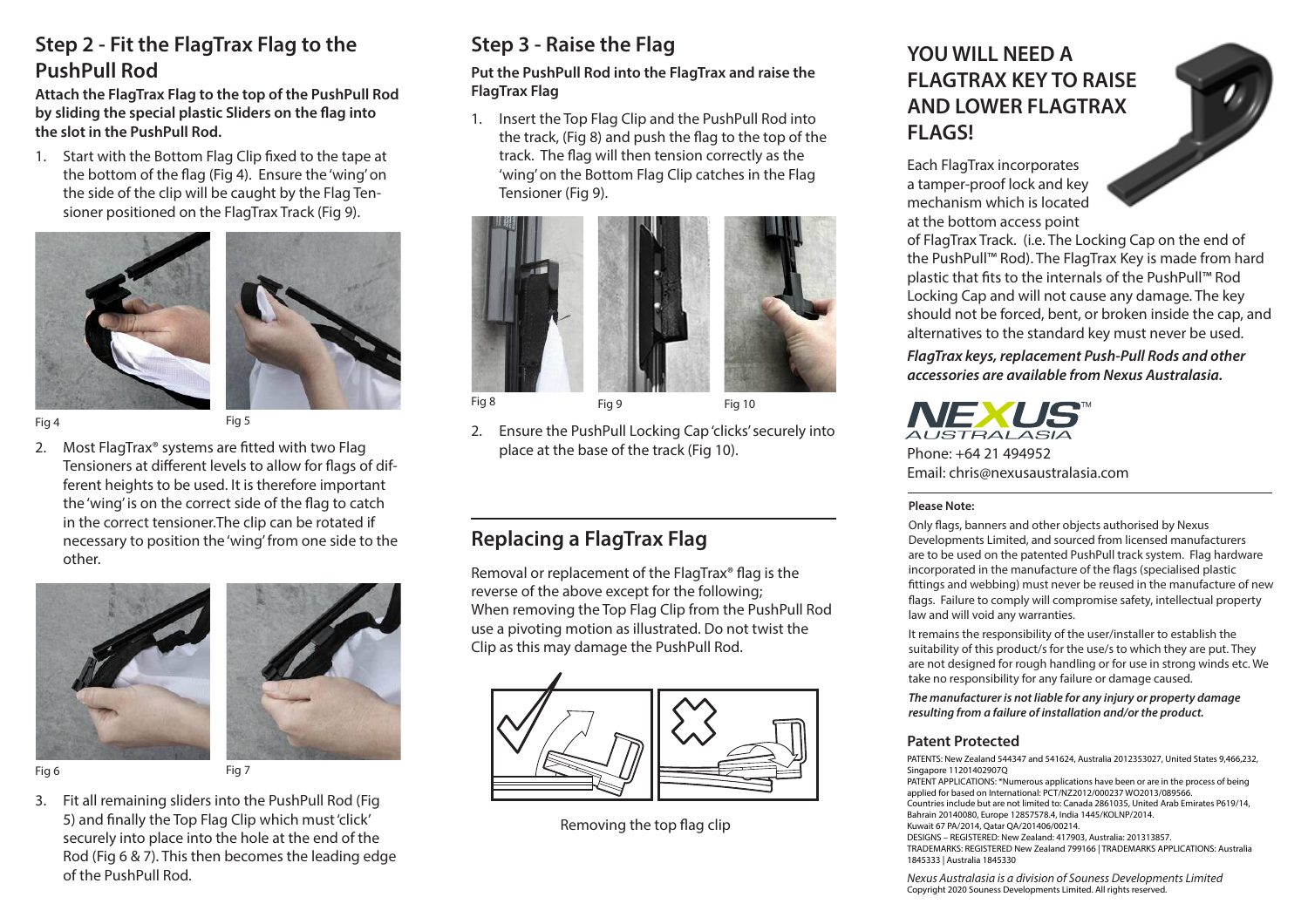## Step 2 - Fit the FlagTrax Flag to the PushPull Rod

**Attach the FlagTrax Flag to the top of the PushPull Rod by sliding the special plastic Sliders on the flag into the slot in the PushPull Rod.**

1. Start with the Bottom Flag Clip fixed to the tape at the bottom of the flag (Fig 4). Ensure the 'wing' on the side of the clip will be caught by the Flag Tensioner positioned on the FlagTrax Track (Fig 9).

Fig 4

Fig 5

2. Most FlagTrax® systems are fitted with two Flag Tensioners at different levels to allow for flags of different heights to be used. It is therefore important the 'wing' is on the correct side of the flag to catch in the correct tensioner.The clip can be rotated if necessary to position the 'wing' from one side to the other.

Fig 6

Fig 7

3. Fit all remaining sliders into the PushPull Rod (Fig 5) and finally the Top Flag Clip which must 'click' securely into place into the hole at the end of the Rod (Fig 6 & 7). This then becomes the leading edge of the PushPull Rod.

## Step 3 - Raise the Flag

**Put the PushPull Rod into the FlagTrax and raise the FlagTrax Flag**

1. Insert the Top Flag Clip and the PushPull Rod into the track, (Fig 8) and push the flag to the top of the track. The flag will then tension correctly as the 'wing' on the Bottom Flag Clip catches in the Flag Tensioner (Fig 9).

Fig 8

Fig 9

Fig 10

2. Ensure the PushPull Locking Cap 'clicks' securely into place at the base of the track (Fig 10).

## Replacing a FlagTrax Flag

Removal or replacement of the FlagTrax® flag is the reverse of the above except for the following;
When removing the Top Flag Clip from the PushPull Rod use a pivoting motion as illustrated. Do not twist the Clip as this may damage the PushPull Rod.

Removing the top flag clip

## YOU WILL NEED A FLAGTRAX KEY TO RAISE AND LOWER FLAGTRAX FLAGS!

Each FlagTrax incorporates a tamper-proof lock and key mechanism which is located at the bottom access point of FlagTrax Track. (i.e. The Locking Cap on the end of the PushPull™ Rod). The FlagTrax Key is made from hard plastic that fits to the internals of the PushPull™ Rod Locking Cap and will not cause any damage. The key should not be forced, bent, or broken inside the cap, and alternatives to the standard key must never be used.

***FlagTrax keys, replacement Push-Pull Rods and other accessories are available from Nexus Australasia.***

NEXUS™ AUSTRALASIA

Phone: +64 21 494952
Email: chris@nexusaustralasia.com

**Please Note:**

Only flags, banners and other objects authorised by Nexus Developments Limited, and sourced from licensed manufacturers are to be used on the patented PushPull track system. Flag hardware incorporated in the manufacture of the flags (specialised plastic fittings and webbing) must never be reused in the manufacture of new flags. Failure to comply will compromise safety, intellectual property law and will void any warranties.

It remains the responsibility of the user/installer to establish the suitability of this product/s for the use/s to which they are put. They are not designed for rough handling or for use in strong winds etc. We take no responsibility for any failure or damage caused.

***The manufacturer is not liable for any injury or property damage resulting from a failure of installation and/or the product.***

### Patent Protected

PATENTS: New Zealand 544347 and 541624, Australia 2012353027, United States 9,466,232, Singapore 11201402907Q
PATENT APPLICATIONS: *Numerous applications have been or are in the process of being applied for based on International: PCT/NZ2012/000237 WO2013/089566.
Countries include but are not limited to: Canada 2861035, United Arab Emirates P619/14, Bahrain 20140080, Europe 12857578.4, India 1445/KOLNP/2014.
Kuwait 67 PA/2014, Qatar QA/201406/00214.
DESIGNS – REGISTERED: New Zealand: 417903, Australia: 201313857.
TRADEMARKS: REGISTERED New Zealand 799166 | TRADEMARKS APPLICATIONS: Australia 1845333 | Australia 1845330

*Nexus Australasia is a division of Souness Developments Limited*
Copyright 2020 Souness Developments Limited. All rights reserved.